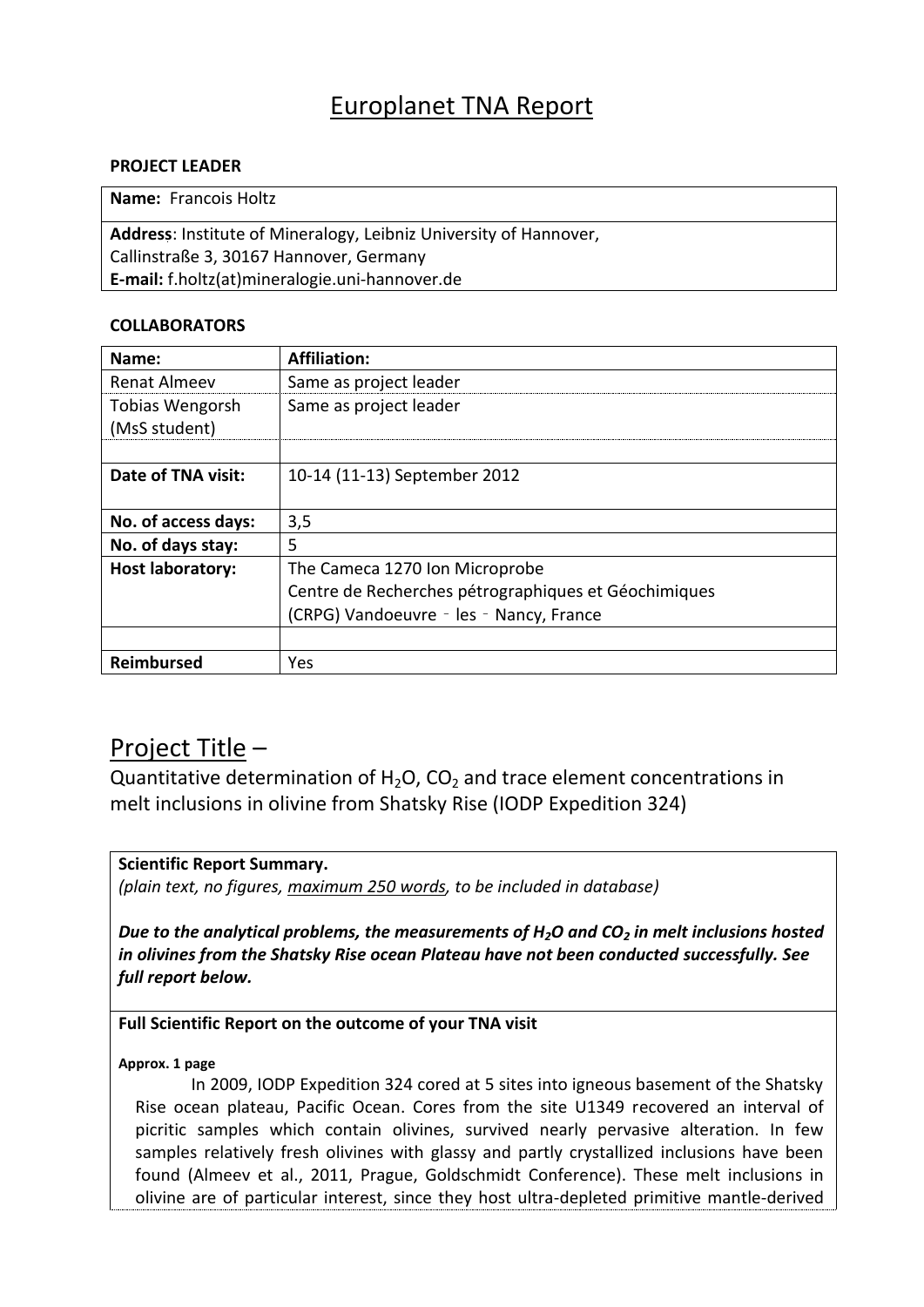# Europlanet TNA Report

**PROJECT LEADER**

| **Name:** Francois Holtz |
|---|
| **Address**: Institute of Mineralogy, Leibniz University of Hannover, Callinstraße 3, 30167 Hannover, Germany **E-mail:** f.holtz(at)mineralogie.uni-hannover.de |

**COLLABORATORS**

| **Name:** | **Affiliation:** |
|---|---|
| Renat Almeev | Same as project leader |
| Tobias Wengorsh (MsS student) | Same as project leader |
| | |
| **Date of TNA visit:** | 10-14 (11-13) September 2012 |
| **No. of access days:** | 3,5 |
| **No. of days stay:** | 5 |
| **Host laboratory:** | The Cameca 1270 Ion Microprobe Centre de Recherches pétrographiques et Géochimiques (CRPG) Vandoeuvre - les - Nancy, France |
| | |
| **Reimbursed** | Yes |

## Project Title –

Quantitative determination of $H_2O$, $CO_2$ and trace element concentrations in melt inclusions in olivine from Shatsky Rise (IODP Expedition 324)

**Scientific Report Summary.**
*(plain text, no figures, maximum 250 words, to be included in database)*

***Due to the analytical problems, the measurements of $H_2O$ and $CO_2$ in melt inclusions hosted in olivines from the Shatsky Rise ocean Plateau have not been conducted successfully. See full report below.***

**Full Scientific Report on the outcome of your TNA visit**

**Approx. 1 page**

In 2009, IODP Expedition 324 cored at 5 sites into igneous basement of the Shatsky Rise ocean plateau, Pacific Ocean. Cores from the site U1349 recovered an interval of picritic samples which contain olivines, survived nearly pervasive alteration. In few samples relatively fresh olivines with glassy and partly crystallized inclusions have been found (Almeev et al., 2011, Prague, Goldschmidt Conference). These melt inclusions in olivine are of particular interest, since they host ultra-depleted primitive mantle-derived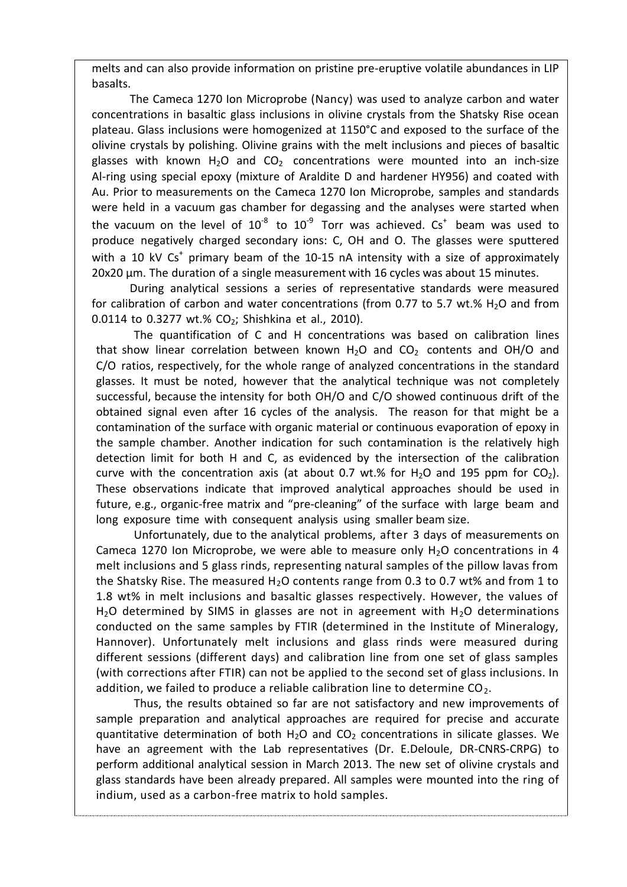melts and can also provide information on pristine pre-eruptive volatile abundances in LIP basalts.

The Cameca 1270 Ion Microprobe (Nancy) was used to analyze carbon and water concentrations in basaltic glass inclusions in olivine crystals from the Shatsky Rise ocean plateau. Glass inclusions were homogenized at 1150°C and exposed to the surface of the olivine crystals by polishing. Olivine grains with the melt inclusions and pieces of basaltic glasses with known $H_2O$ and $CO_2$ concentrations were mounted into an inch-size Al-ring using special epoxy (mixture of Araldite D and hardener HY956) and coated with Au. Prior to measurements on the Cameca 1270 Ion Microprobe, samples and standards were held in a vacuum gas chamber for degassing and the analyses were started when the vacuum on the level of $10^{-8}$ to $10^{-9}$ Torr was achieved. $Cs^+$ beam was used to produce negatively charged secondary ions: C, OH and O. The glasses were sputtered with a 10 kV $Cs^+$ primary beam of the 10-15 nA intensity with a size of approximately 20x20 µm. The duration of a single measurement with 16 cycles was about 15 minutes.

During analytical sessions a series of representative standards were measured for calibration of carbon and water concentrations (from 0.77 to 5.7 wt.% $H_2O$ and from 0.0114 to 0.3277 wt.% $CO_2$; Shishkina et al., 2010).

The quantification of C and H concentrations was based on calibration lines that show linear correlation between known $H_2O$ and $CO_2$ contents and OH/O and C/O ratios, respectively, for the whole range of analyzed concentrations in the standard glasses. It must be noted, however that the analytical technique was not completely successful, because the intensity for both OH/O and C/O showed continuous drift of the obtained signal even after 16 cycles of the analysis. The reason for that might be a contamination of the surface with organic material or continuous evaporation of epoxy in the sample chamber. Another indication for such contamination is the relatively high detection limit for both H and C, as evidenced by the intersection of the calibration curve with the concentration axis (at about 0.7 wt.% for $H_2O$ and 195 ppm for $CO_2$). These observations indicate that improved analytical approaches should be used in future, e.g., organic-free matrix and "pre-cleaning" of the surface with large beam and long exposure time with consequent analysis using smaller beam size.

Unfortunately, due to the analytical problems, after 3 days of measurements on Cameca 1270 Ion Microprobe, we were able to measure only $H_2O$ concentrations in 4 melt inclusions and 5 glass rinds, representing natural samples of the pillow lavas from the Shatsky Rise. The measured $H_2O$ contents range from 0.3 to 0.7 wt% and from 1 to 1.8 wt% in melt inclusions and basaltic glasses respectively. However, the values of $H_2O$ determined by SIMS in glasses are not in agreement with $H_2O$ determinations conducted on the same samples by FTIR (determined in the Institute of Mineralogy, Hannover). Unfortunately melt inclusions and glass rinds were measured during different sessions (different days) and calibration line from one set of glass samples (with corrections after FTIR) can not be applied to the second set of glass inclusions. In addition, we failed to produce a reliable calibration line to determine $CO_2$.

Thus, the results obtained so far are not satisfactory and new improvements of sample preparation and analytical approaches are required for precise and accurate quantitative determination of both $H_2O$ and $CO_2$ concentrations in silicate glasses. We have an agreement with the Lab representatives (Dr. E.Deloule, DR-CNRS-CRPG) to perform additional analytical session in March 2013. The new set of olivine crystals and glass standards have been already prepared. All samples were mounted into the ring of indium, used as a carbon-free matrix to hold samples.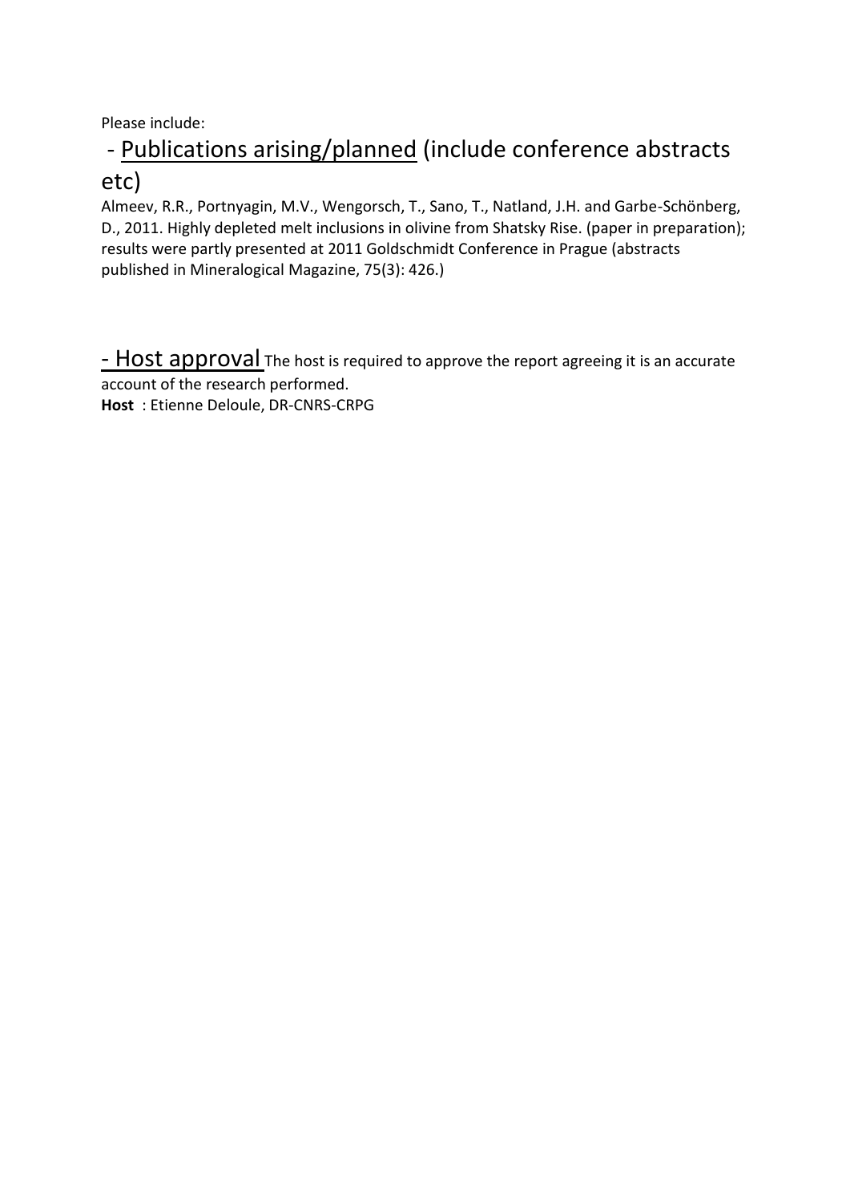Please include:

## - <u>Publications arising/planned</u> (include conference abstracts etc)

Almeev, R.R., Portnyagin, M.V., Wengorsch, T., Sano, T., Natland, J.H. and Garbe-Schönberg, D., 2011. Highly depleted melt inclusions in olivine from Shatsky Rise. (paper in preparation); results were partly presented at 2011 Goldschmidt Conference in Prague (abstracts published in Mineralogical Magazine, 75(3): 426.)

## - <u>Host approval</u>

The host is required to approve the report agreeing it is an accurate account of the research performed.

**Host** : Etienne Deloule, DR-CNRS-CRPG